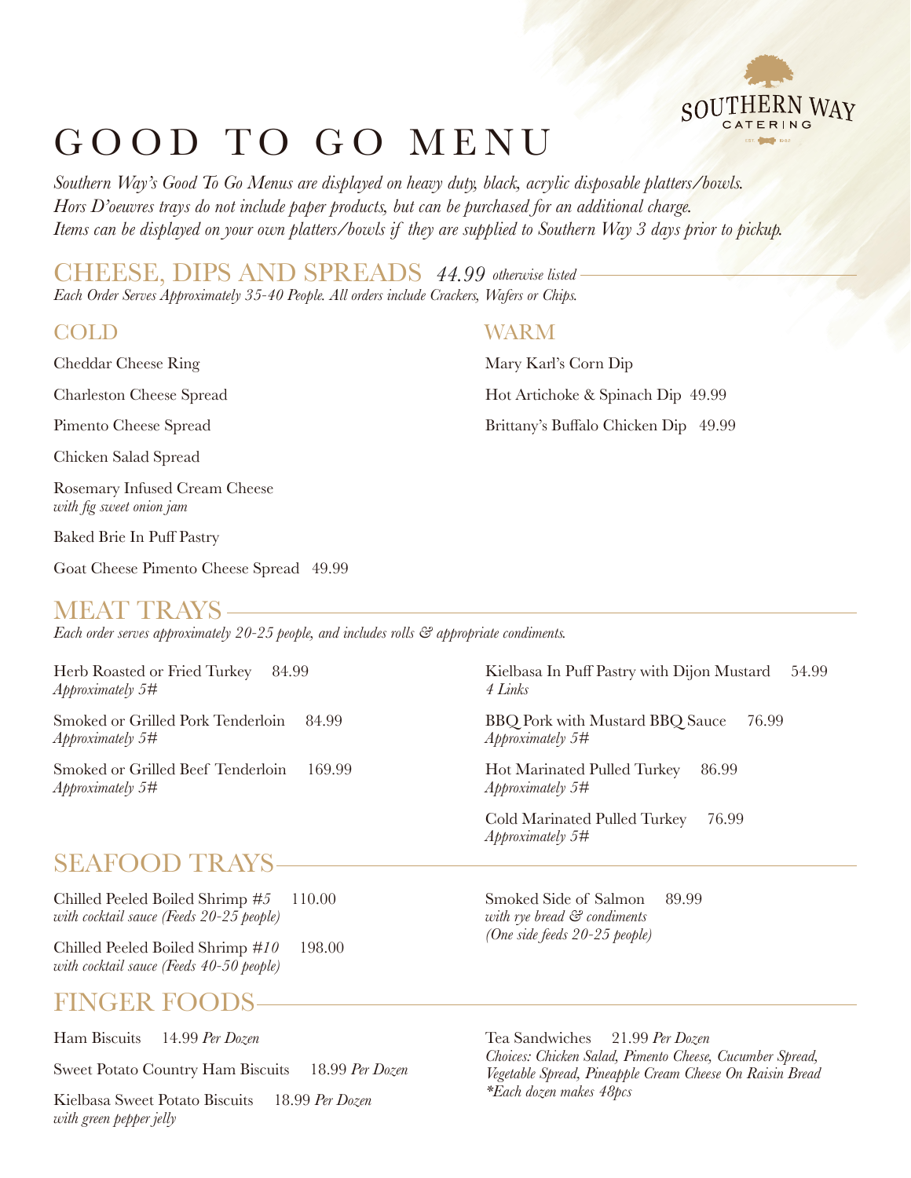# GOOD TO GO MENU

*Southern Way's Good To Go Menus are displayed on heavy duty, black, acrylic disposable platters/bowls.*
*Hors D'oewres trays do not include paper products, but can be purchased for an additional charge.*
*Items can be displayed on your own platters/bowls if they are supplied to Southern Way 3 days prior to pickup.*

## CHEESE, DIPS AND SPREADS *44.99 otherwise listed*

*Each Order Serves Approximately 35-40 People. All orders include Crackers, Wafers or Chips.*

### COLD

Cheddar Cheese Ring

Charleston Cheese Spread

Pimento Cheese Spread

Chicken Salad Spread

Rosemary Infused Cream Cheese
*with fig sweet onion jam*

Baked Brie In Puff Pastry

Goat Cheese Pimento Cheese Spread 49.99

### WARM

Mary Karl's Corn Dip

Hot Artichoke & Spinach Dip 49.99

Brittany's Buffalo Chicken Dip 49.99

## MEAT TRAYS

*Each order serves approximately 20-25 people, and includes rolls & appropriate condiments.*

Herb Roasted or Fried Turkey 84.99
*Approximately 5#*

Smoked or Grilled Pork Tenderloin 84.99
*Approximately 5#*

Smoked or Grilled Beef Tenderloin 169.99
*Approximately 5#*

Kielbasa In Puff Pastry with Dijon Mustard 54.99
*4 Links*

BBQ Pork with Mustard BBQ Sauce 76.99
*Approximately 5#*

Hot Marinated Pulled Turkey 86.99
*Approximately 5#*

Cold Marinated Pulled Turkey 76.99
*Approximately 5#*

## SEAFOOD TRAYS

Chilled Peeled Boiled Shrimp #*5* 110.00
*with cocktail sauce (Feeds 20-25 people)*

Chilled Peeled Boiled Shrimp #*10* 198.00
*with cocktail sauce (Feeds 40-50 people)*

Smoked Side of Salmon 89.99
*with rye bread & condiments*
*(One side feeds 20-25 people)*

## FINGER FOODS

Ham Biscuits 14.99 *Per Dozen*

Sweet Potato Country Ham Biscuits 18.99 *Per Dozen*

Kielbasa Sweet Potato Biscuits 18.99 *Per Dozen*
*with green pepper jelly*

Tea Sandwiches 21.99 *Per Dozen*
*Choices: Chicken Salad, Pimento Cheese, Cucumber Spread, Vegetable Spread, Pineapple Cream Cheese On Raisin Bread*
*\*Each dozen makes 48pcs*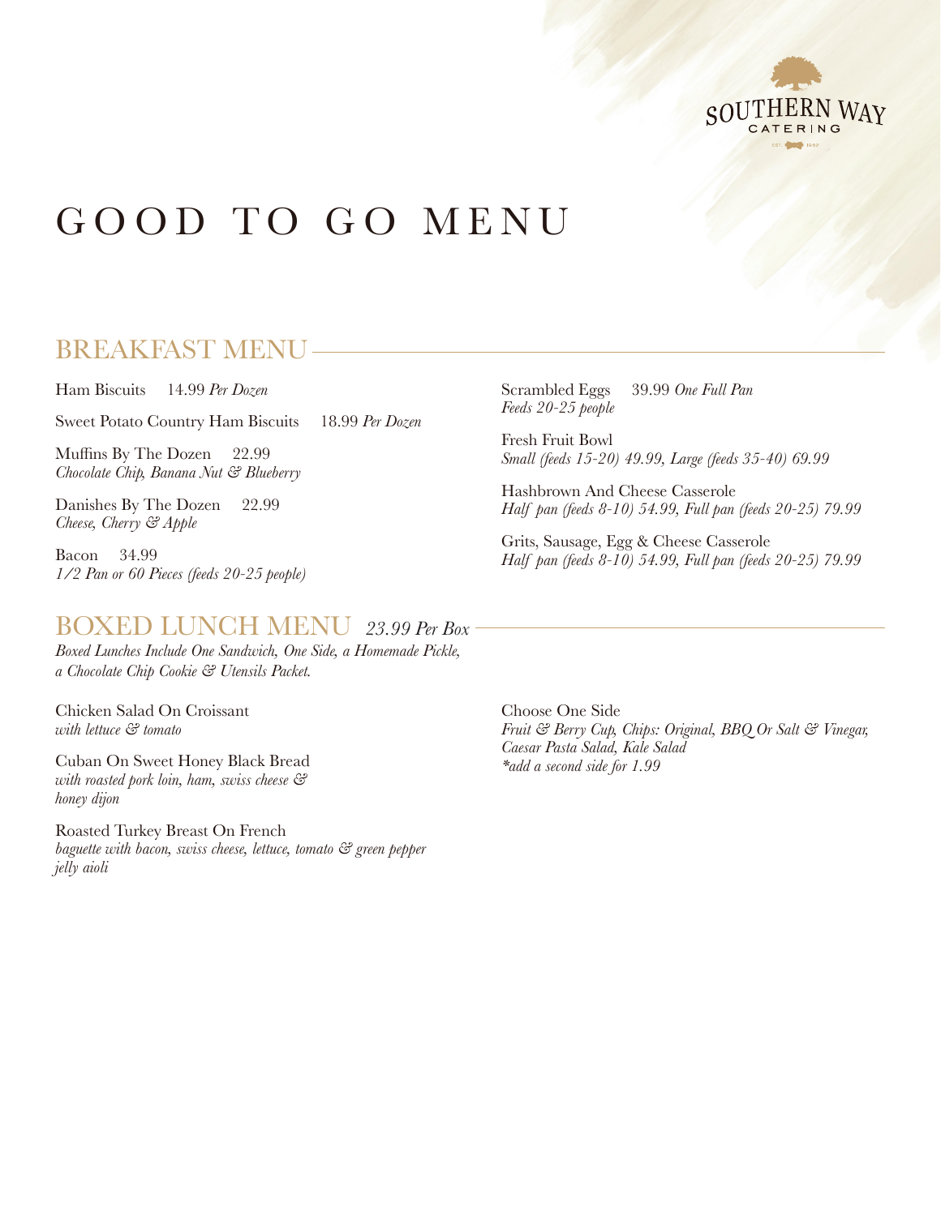# GOOD TO GO MENU

## BREAKFAST MENU

Ham Biscuits 14.99 *Per Dozen*

Sweet Potato Country Ham Biscuits 18.99 *Per Dozen*

Muffins By The Dozen 22.99
*Chocolate Chip, Banana Nut & Blueberry*

Danishes By The Dozen 22.99
*Cheese, Cherry & Apple*

Bacon 34.99
*1/2 Pan or 60 Pieces (feeds 20-25 people)*

Scrambled Eggs 39.99 *One Full Pan*
*Feeds 20-25 people*

Fresh Fruit Bowl
*Small (feeds 15-20) 49.99, Large (feeds 35-40) 69.99*

Hashbrown And Cheese Casserole
*Half pan (feeds 8-10) 54.99, Full pan (feeds 20-25) 79.99*

Grits, Sausage, Egg & Cheese Casserole
*Half pan (feeds 8-10) 54.99, Full pan (feeds 20-25) 79.99*

## BOXED LUNCH MENU *23.99 Per Box*

*Boxed Lunches Include One Sandwich, One Side, a Homemade Pickle, a Chocolate Chip Cookie & Utensils Packet.*

Chicken Salad On Croissant
*with lettuce & tomato*

Cuban On Sweet Honey Black Bread
*with roasted pork loin, ham, swiss cheese & honey dijon*

Roasted Turkey Breast On French
*baguette with bacon, swiss cheese, lettuce, tomato & green pepper jelly aioli*

Choose One Side
*Fruit & Berry Cup, Chips: Original, BBQ Or Salt & Vinegar, Caesar Pasta Salad, Kale Salad*
*\*add a second side for 1.99*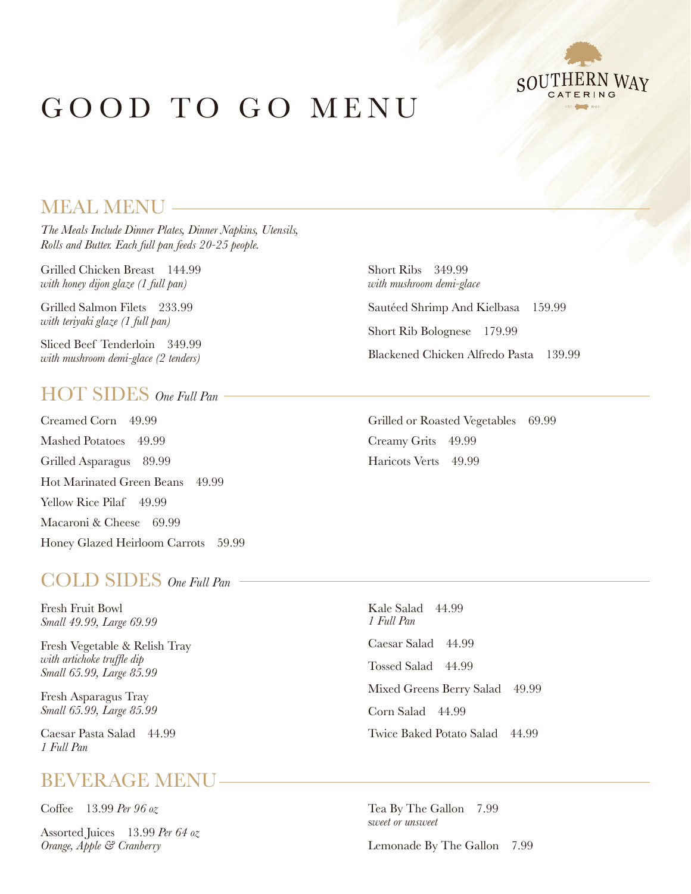# GOOD TO GO MENU

SOUTHERN WAY CATERING

## MEAL MENU

*The Meals Include Dinner Plates, Dinner Napkins, Utensils, Rolls and Butter. Each full pan feeds 20-25 people.*

Grilled Chicken Breast 144.99
*with honey dijon glaze (1 full pan)*

Grilled Salmon Filets 233.99
*with teriyaki glaze (1 full pan)*

Sliced Beef Tenderloin 349.99
*with mushroom demi-glace (2 tenders)*

Short Ribs 349.99
*with mushroom demi-glace*

Sautéed Shrimp And Kielbasa 159.99

Short Rib Bolognese 179.99

Blackened Chicken Alfredo Pasta 139.99

## HOT SIDES *One Full Pan*

Creamed Corn 49.99

Mashed Potatoes 49.99

Grilled Asparagus 89.99

Hot Marinated Green Beans 49.99

Yellow Rice Pilaf 49.99

Macaroni & Cheese 69.99

Honey Glazed Heirloom Carrots 59.99

Grilled or Roasted Vegetables 69.99

Creamy Grits 49.99

Haricots Verts 49.99

## COLD SIDES *One Full Pan*

Fresh Fruit Bowl
*Small 49.99, Large 69.99*

Fresh Vegetable & Relish Tray
*with artichoke truffle dip*
*Small 65.99, Large 85.99*

Fresh Asparagus Tray
*Small 65.99, Large 85.99*

Caesar Pasta Salad 44.99
*1 Full Pan*

Kale Salad 44.99
*1 Full Pan*

Caesar Salad 44.99

Tossed Salad 44.99

Mixed Greens Berry Salad 49.99

Corn Salad 44.99

Twice Baked Potato Salad 44.99

## BEVERAGE MENU

Coffee 13.99 *Per 96 oz*

Assorted Juices 13.99 *Per 64 oz*
*Orange, Apple & Cranberry*

Tea By The Gallon 7.99
*sweet or unsweet*

Lemonade By The Gallon 7.99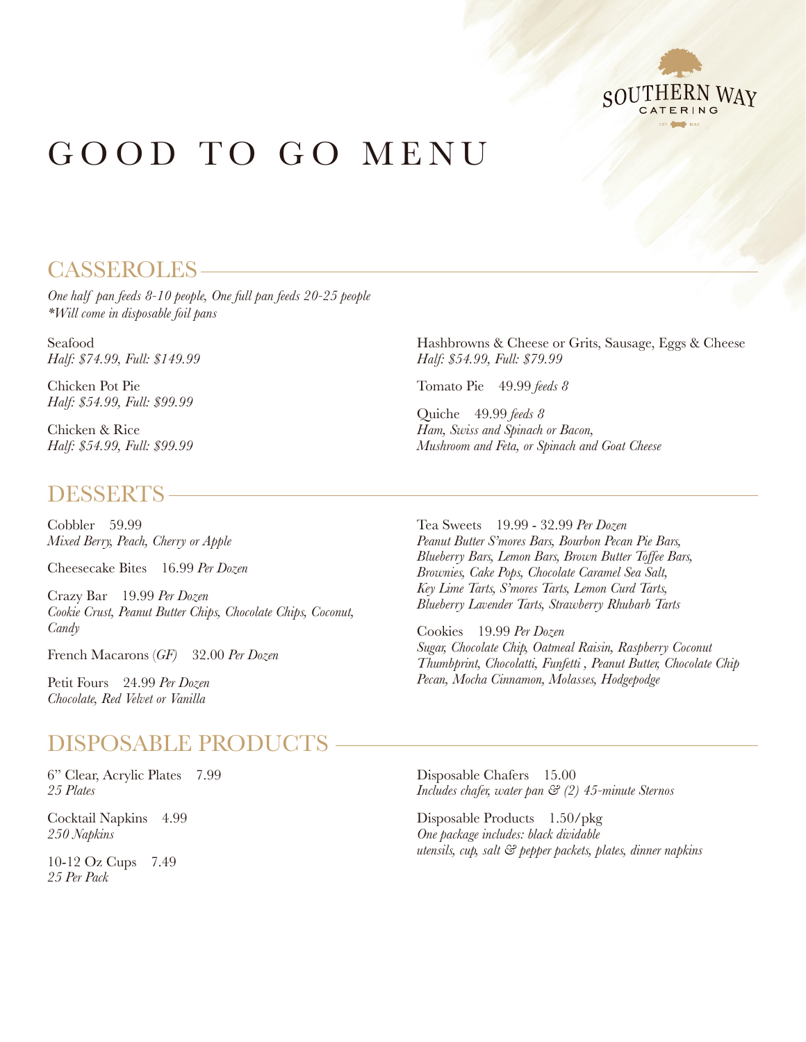SOUTHERN WAY CATERING

# GOOD TO GO MENU

## CASSEROLES

*One half pan feeds 8-10 people, One full pan feeds 20-25 people*
*\*Will come in disposable foil pans*

Seafood
*Half: $74.99, Full: $149.99*

Chicken Pot Pie
*Half: $54.99, Full: $99.99*

Chicken & Rice
*Half: $54.99, Full: $99.99*

Hashbrowns & Cheese or Grits, Sausage, Eggs & Cheese
*Half: $54.99, Full: $79.99*

Tomato Pie 49.99 *feeds 8*

Quiche 49.99 *feeds 8*
*Ham, Swiss and Spinach or Bacon, Mushroom and Feta, or Spinach and Goat Cheese*

## DESSERTS

Cobbler 59.99
*Mixed Berry, Peach, Cherry or Apple*

Cheesecake Bites 16.99 *Per Dozen*

Crazy Bar 19.99 *Per Dozen*
*Cookie Crust, Peanut Butter Chips, Chocolate Chips, Coconut, Candy*

French Macarons (*GF*) 32.00 *Per Dozen*

Petit Fours 24.99 *Per Dozen*
*Chocolate, Red Velvet or Vanilla*

Tea Sweets 19.99 - 32.99 *Per Dozen*
*Peanut Butter S'mores Bars, Bourbon Pecan Pie Bars, Blueberry Bars, Lemon Bars, Brown Butter Toffee Bars, Brownies, Cake Pops, Chocolate Caramel Sea Salt, Key Lime Tarts, S'mores Tarts, Lemon Curd Tarts, Blueberry Lavender Tarts, Strawberry Rhubarb Tarts*

Cookies 19.99 *Per Dozen*
*Sugar, Chocolate Chip, Oatmeal Raisin, Raspberry Coconut Thumbprint, Chocolatti, Funfetti , Peanut Butter, Chocolate Chip Pecan, Mocha Cinnamon, Molasses, Hodgepodge*

## DISPOSABLE PRODUCTS

6" Clear, Acrylic Plates 7.99
*25 Plates*

Cocktail Napkins 4.99
*250 Napkins*

10-12 Oz Cups 7.49
*25 Per Pack*

Disposable Chafers 15.00
*Includes chafer, water pan & (2) 45-minute Sternos*

Disposable Products 1.50/pkg
*One package includes: black dividable utensils, cup, salt & pepper packets, plates, dinner napkins*